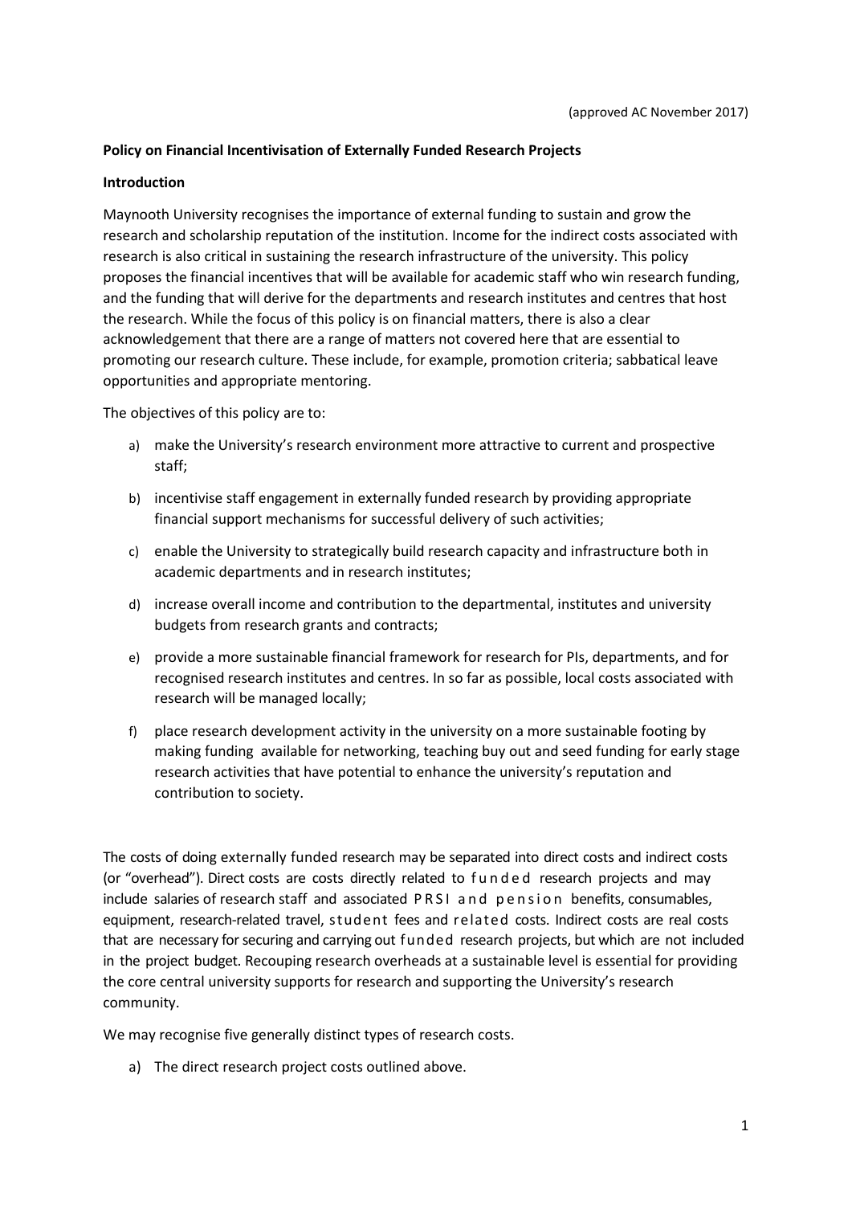(approved AC November 2017)

**Policy on Financial Incentivisation of Externally Funded Research Projects**

**Introduction**

Maynooth University recognises the importance of external funding to sustain and grow the research and scholarship reputation of the institution. Income for the indirect costs associated with research is also critical in sustaining the research infrastructure of the university. This policy proposes the financial incentives that will be available for academic staff who win research funding, and the funding that will derive for the departments and research institutes and centres that host the research. While the focus of this policy is on financial matters, there is also a clear acknowledgement that there are a range of matters not covered here that are essential to promoting our research culture. These include, for example, promotion criteria; sabbatical leave opportunities and appropriate mentoring.

The objectives of this policy are to:

a) make the University's research environment more attractive to current and prospective staff;

b) incentivise staff engagement in externally funded research by providing appropriate financial support mechanisms for successful delivery of such activities;

c) enable the University to strategically build research capacity and infrastructure both in academic departments and in research institutes;

d) increase overall income and contribution to the departmental, institutes and university budgets from research grants and contracts;

e) provide a more sustainable financial framework for research for PIs, departments, and for recognised research institutes and centres. In so far as possible, local costs associated with research will be managed locally;

f) place research development activity in the university on a more sustainable footing by making funding available for networking, teaching buy out and seed funding for early stage research activities that have potential to enhance the university's reputation and contribution to society.

The costs of doing externally funded research may be separated into direct costs and indirect costs (or "overhead"). Direct costs are costs directly related to funded research projects and may include salaries of research staff and associated PRSI and pension benefits, consumables, equipment, research-related travel, student fees and related costs. Indirect costs are real costs that are necessary for securing and carrying out funded research projects, but which are not included in the project budget. Recouping research overheads at a sustainable level is essential for providing the core central university supports for research and supporting the University's research community.

We may recognise five generally distinct types of research costs.

a) The direct research project costs outlined above.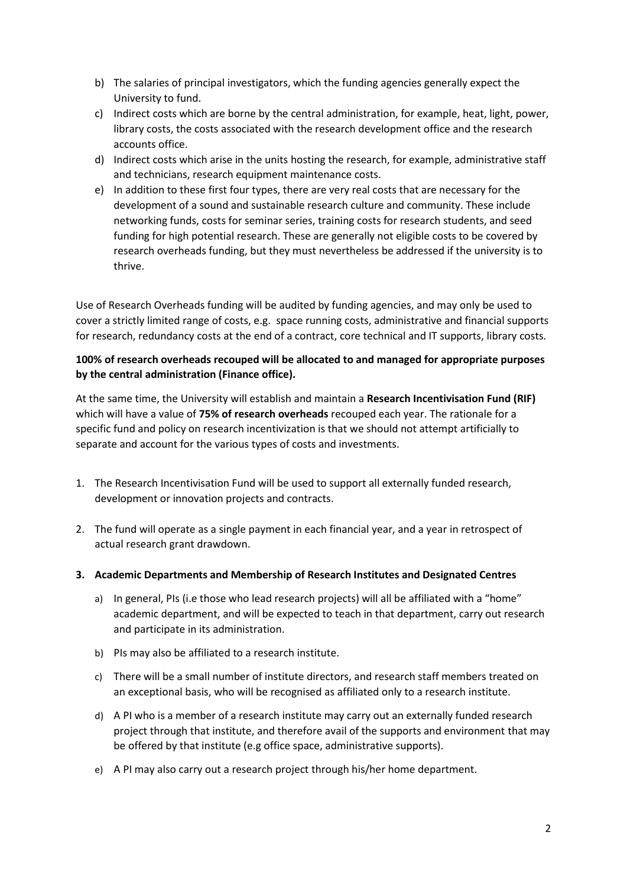b) The salaries of principal investigators, which the funding agencies generally expect the University to fund.
c) Indirect costs which are borne by the central administration, for example, heat, light, power, library costs, the costs associated with the research development office and the research accounts office.
d) Indirect costs which arise in the units hosting the research, for example, administrative staff and technicians, research equipment maintenance costs.
e) In addition to these first four types, there are very real costs that are necessary for the development of a sound and sustainable research culture and community. These include networking funds, costs for seminar series, training costs for research students, and seed funding for high potential research. These are generally not eligible costs to be covered by research overheads funding, but they must nevertheless be addressed if the university is to thrive.

Use of Research Overheads funding will be audited by funding agencies, and may only be used to cover a strictly limited range of costs, e.g. space running costs, administrative and financial supports for research, redundancy costs at the end of a contract, core technical and IT supports, library costs.

**100% of research overheads recouped will be allocated to and managed for appropriate purposes by the central administration (Finance office).**

At the same time, the University will establish and maintain a **Research Incentivisation Fund (RIF)** which will have a value of **75% of research overheads** recouped each year. The rationale for a specific fund and policy on research incentivization is that we should not attempt artificially to separate and account for the various types of costs and investments.

1. The Research Incentivisation Fund will be used to support all externally funded research, development or innovation projects and contracts.

2. The fund will operate as a single payment in each financial year, and a year in retrospect of actual research grant drawdown.

3. **Academic Departments and Membership of Research Institutes and Designated Centres**

   a) In general, PIs (i.e those who lead research projects) will all be affiliated with a "home" academic department, and will be expected to teach in that department, carry out research and participate in its administration.

   b) PIs may also be affiliated to a research institute.

   c) There will be a small number of institute directors, and research staff members treated on an exceptional basis, who will be recognised as affiliated only to a research institute.

   d) A PI who is a member of a research institute may carry out an externally funded research project through that institute, and therefore avail of the supports and environment that may be offered by that institute (e.g office space, administrative supports).

   e) A PI may also carry out a research project through his/her home department.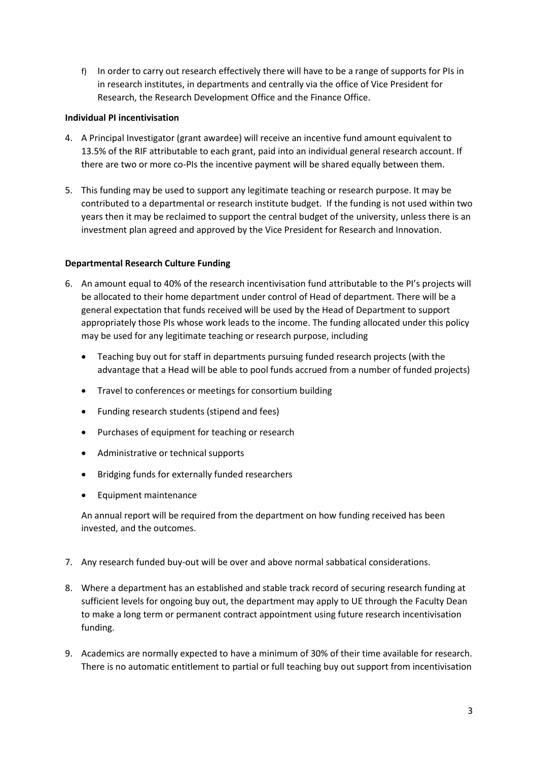f) In order to carry out research effectively there will have to be a range of supports for PIs in in research institutes, in departments and centrally via the office of Vice President for Research, the Research Development Office and the Finance Office.

**Individual PI incentivisation**

4. A Principal Investigator (grant awardee) will receive an incentive fund amount equivalent to 13.5% of the RIF attributable to each grant, paid into an individual general research account. If there are two or more co-PIs the incentive payment will be shared equally between them.

5. This funding may be used to support any legitimate teaching or research purpose. It may be contributed to a departmental or research institute budget. If the funding is not used within two years then it may be reclaimed to support the central budget of the university, unless there is an investment plan agreed and approved by the Vice President for Research and Innovation.

**Departmental Research Culture Funding**

6. An amount equal to 40% of the research incentivisation fund attributable to the PI's projects will be allocated to their home department under control of Head of department. There will be a general expectation that funds received will be used by the Head of Department to support appropriately those PIs whose work leads to the income. The funding allocated under this policy may be used for any legitimate teaching or research purpose, including

   - Teaching buy out for staff in departments pursuing funded research projects (with the advantage that a Head will be able to pool funds accrued from a number of funded projects)
   - Travel to conferences or meetings for consortium building
   - Funding research students (stipend and fees)
   - Purchases of equipment for teaching or research
   - Administrative or technical supports
   - Bridging funds for externally funded researchers
   - Equipment maintenance

   An annual report will be required from the department on how funding received has been invested, and the outcomes.

7. Any research funded buy-out will be over and above normal sabbatical considerations.

8. Where a department has an established and stable track record of securing research funding at sufficient levels for ongoing buy out, the department may apply to UE through the Faculty Dean to make a long term or permanent contract appointment using future research incentivisation funding.

9. Academics are normally expected to have a minimum of 30% of their time available for research. There is no automatic entitlement to partial or full teaching buy out support from incentivisation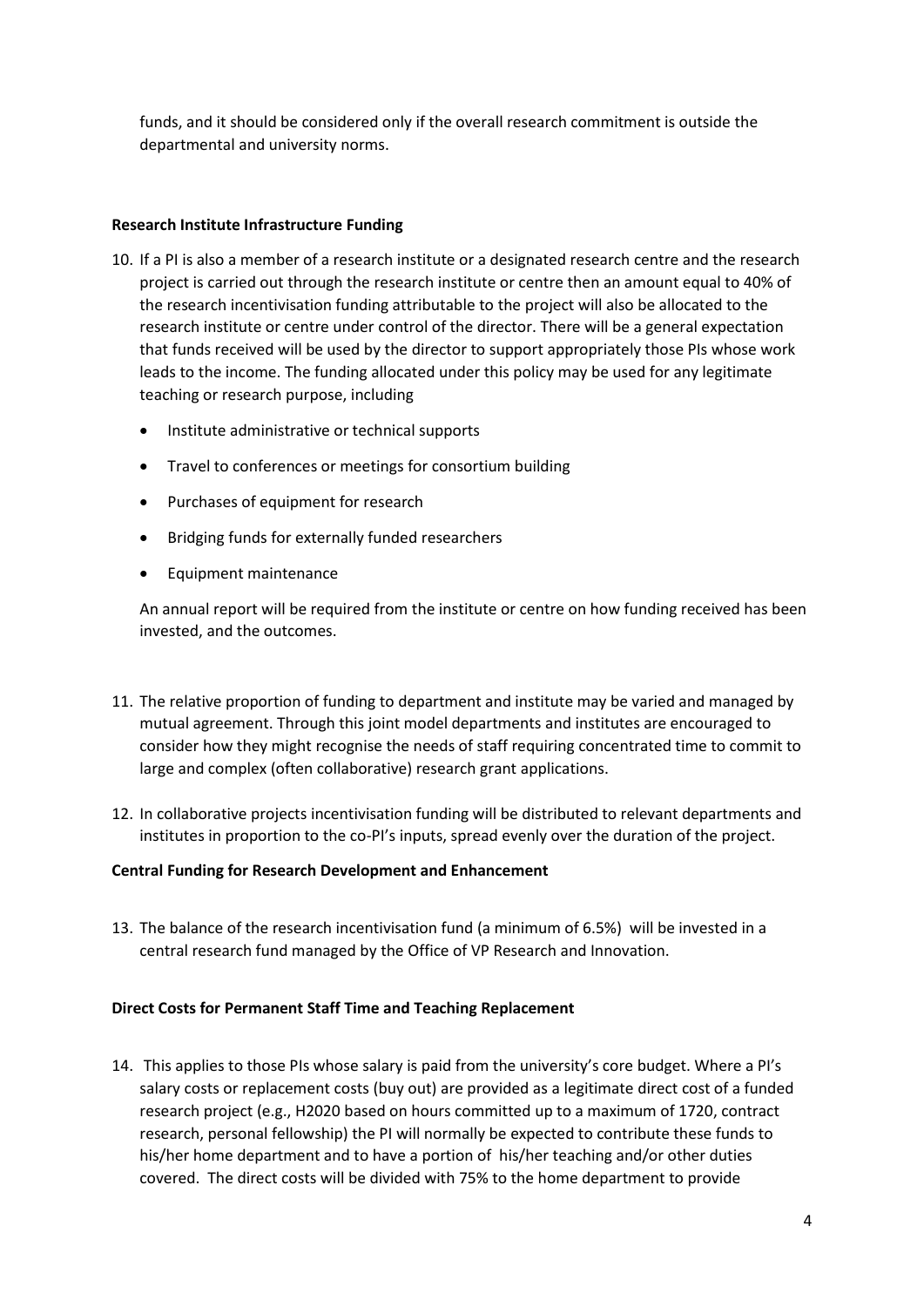funds, and it should be considered only if the overall research commitment is outside the departmental and university norms.

**Research Institute Infrastructure Funding**

10. If a PI is also a member of a research institute or a designated research centre and the research project is carried out through the research institute or centre then an amount equal to 40% of the research incentivisation funding attributable to the project will also be allocated to the research institute or centre under control of the director. There will be a general expectation that funds received will be used by the director to support appropriately those PIs whose work leads to the income. The funding allocated under this policy may be used for any legitimate teaching or research purpose, including

    - Institute administrative or technical supports
    - Travel to conferences or meetings for consortium building
    - Purchases of equipment for research
    - Bridging funds for externally funded researchers
    - Equipment maintenance

    An annual report will be required from the institute or centre on how funding received has been invested, and the outcomes.

11. The relative proportion of funding to department and institute may be varied and managed by mutual agreement. Through this joint model departments and institutes are encouraged to consider how they might recognise the needs of staff requiring concentrated time to commit to large and complex (often collaborative) research grant applications.

12. In collaborative projects incentivisation funding will be distributed to relevant departments and institutes in proportion to the co-PI's inputs, spread evenly over the duration of the project.

**Central Funding for Research Development and Enhancement**

13. The balance of the research incentivisation fund (a minimum of 6.5%) will be invested in a central research fund managed by the Office of VP Research and Innovation.

**Direct Costs for Permanent Staff Time and Teaching Replacement**

14. This applies to those PIs whose salary is paid from the university's core budget. Where a PI's salary costs or replacement costs (buy out) are provided as a legitimate direct cost of a funded research project (e.g., H2020 based on hours committed up to a maximum of 1720, contract research, personal fellowship) the PI will normally be expected to contribute these funds to his/her home department and to have a portion of his/her teaching and/or other duties covered. The direct costs will be divided with 75% to the home department to provide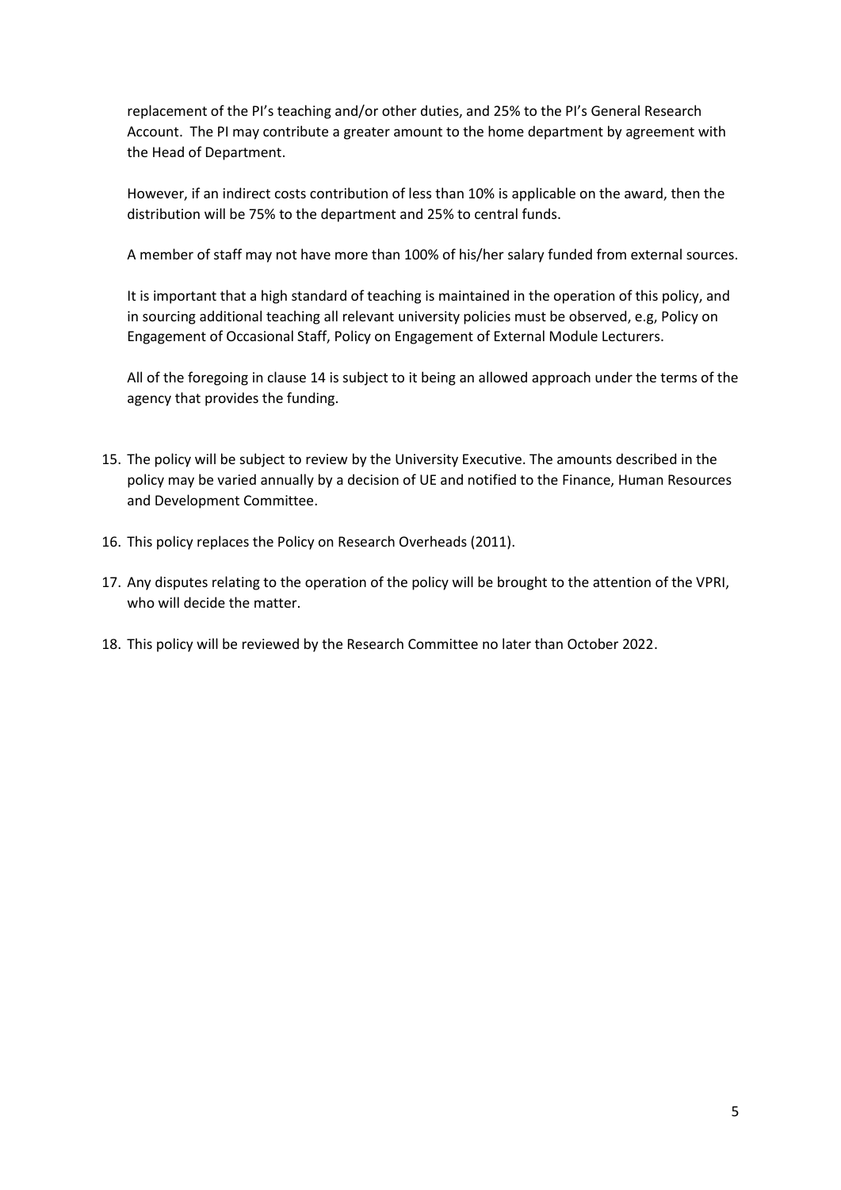replacement of the PI's teaching and/or other duties, and 25% to the PI's General Research Account. The PI may contribute a greater amount to the home department by agreement with the Head of Department.

However, if an indirect costs contribution of less than 10% is applicable on the award, then the distribution will be 75% to the department and 25% to central funds.

A member of staff may not have more than 100% of his/her salary funded from external sources.

It is important that a high standard of teaching is maintained in the operation of this policy, and in sourcing additional teaching all relevant university policies must be observed, e.g, Policy on Engagement of Occasional Staff, Policy on Engagement of External Module Lecturers.

All of the foregoing in clause 14 is subject to it being an allowed approach under the terms of the agency that provides the funding.

15. The policy will be subject to review by the University Executive. The amounts described in the policy may be varied annually by a decision of UE and notified to the Finance, Human Resources and Development Committee.

16. This policy replaces the Policy on Research Overheads (2011).

17. Any disputes relating to the operation of the policy will be brought to the attention of the VPRI, who will decide the matter.

18. This policy will be reviewed by the Research Committee no later than October 2022.